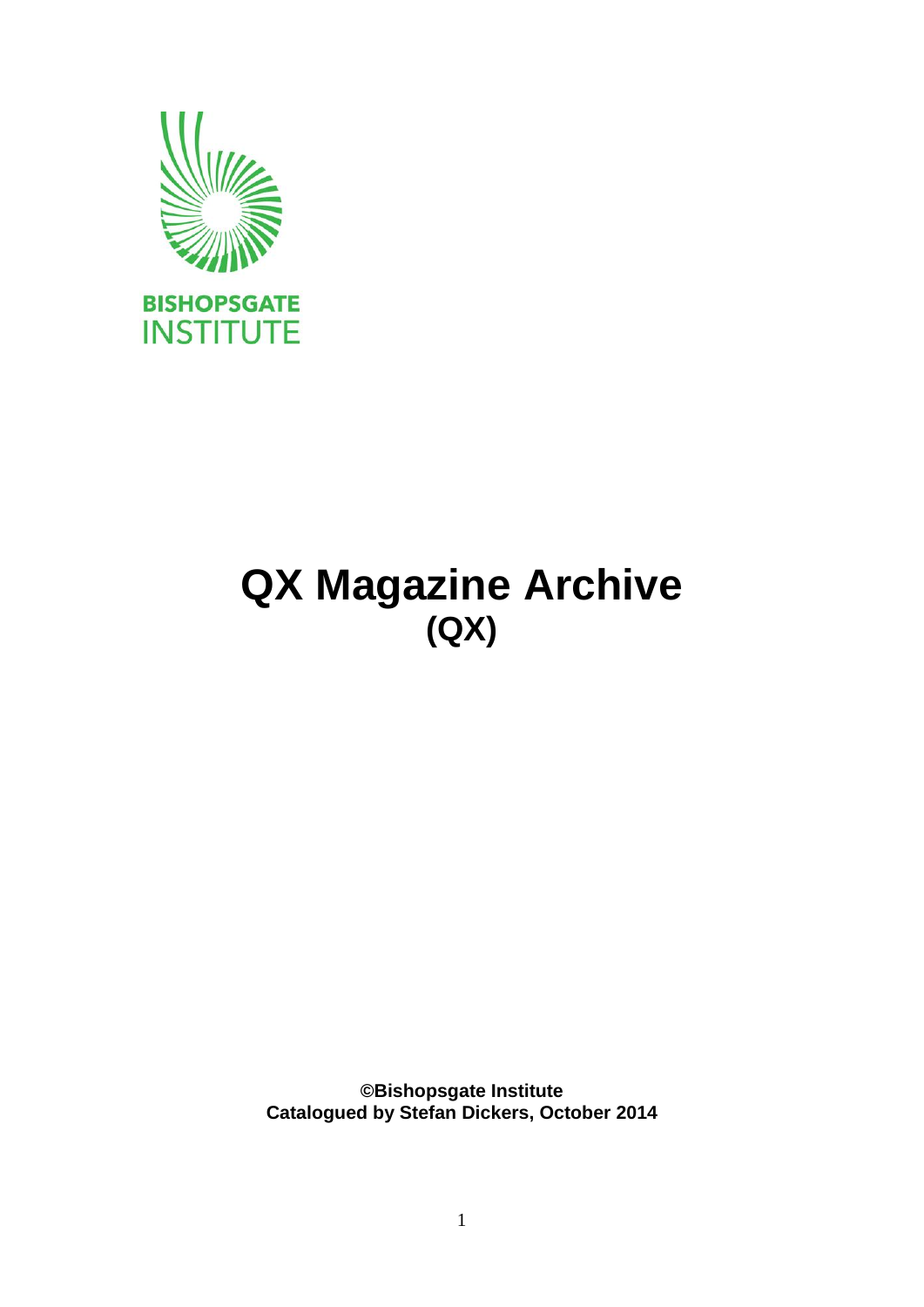BISHOPSGATE INSTITUTE

# QX Magazine Archive
## (QX)

**©Bishopsgate Institute**
**Catalogued by Stefan Dickers, October 2014**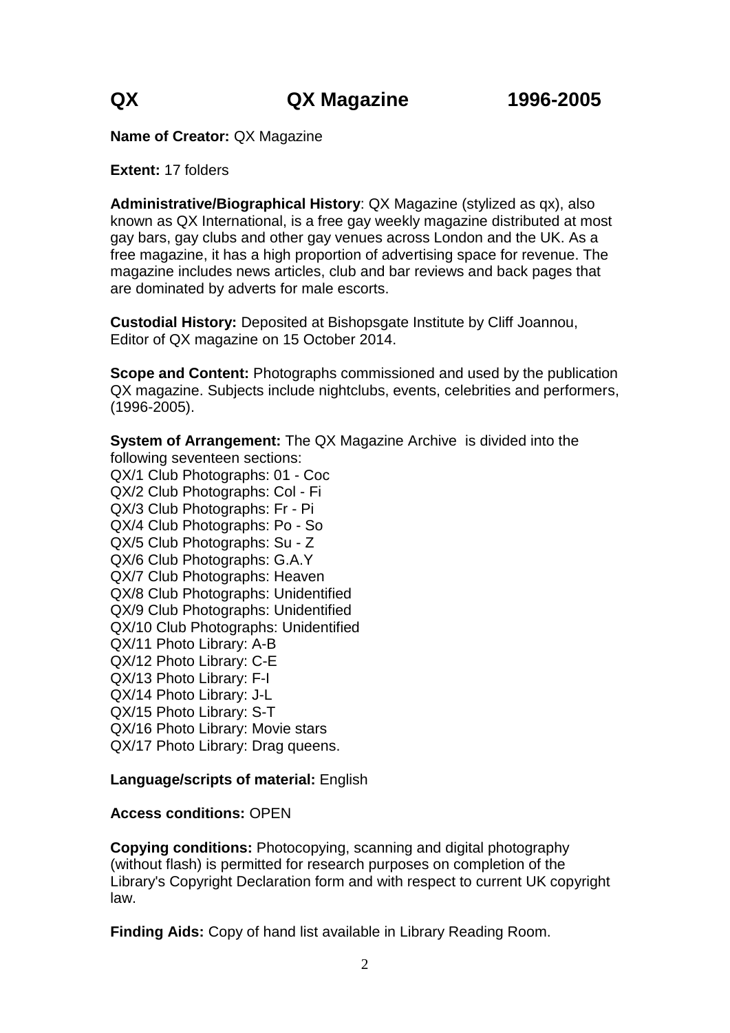# QX QX Magazine 1996-2005

**Name of Creator:** QX Magazine

**Extent:** 17 folders

**Administrative/Biographical History**: QX Magazine (stylized as qx), also known as QX International, is a free gay weekly magazine distributed at most gay bars, gay clubs and other gay venues across London and the UK. As a free magazine, it has a high proportion of advertising space for revenue. The magazine includes news articles, club and bar reviews and back pages that are dominated by adverts for male escorts.

**Custodial History:** Deposited at Bishopsgate Institute by Cliff Joannou, Editor of QX magazine on 15 October 2014.

**Scope and Content:** Photographs commissioned and used by the publication QX magazine. Subjects include nightclubs, events, celebrities and performers, (1996-2005).

**System of Arrangement:** The QX Magazine Archive is divided into the following seventeen sections:
QX/1 Club Photographs: 01 - Coc
QX/2 Club Photographs: Col - Fi
QX/3 Club Photographs: Fr - Pi
QX/4 Club Photographs: Po - So
QX/5 Club Photographs: Su - Z
QX/6 Club Photographs: G.A.Y
QX/7 Club Photographs: Heaven
QX/8 Club Photographs: Unidentified
QX/9 Club Photographs: Unidentified
QX/10 Club Photographs: Unidentified
QX/11 Photo Library: A-B
QX/12 Photo Library: C-E
QX/13 Photo Library: F-I
QX/14 Photo Library: J-L
QX/15 Photo Library: S-T
QX/16 Photo Library: Movie stars
QX/17 Photo Library: Drag queens.

**Language/scripts of material:** English

**Access conditions:** OPEN

**Copying conditions:** Photocopying, scanning and digital photography (without flash) is permitted for research purposes on completion of the Library's Copyright Declaration form and with respect to current UK copyright law.

**Finding Aids:** Copy of hand list available in Library Reading Room.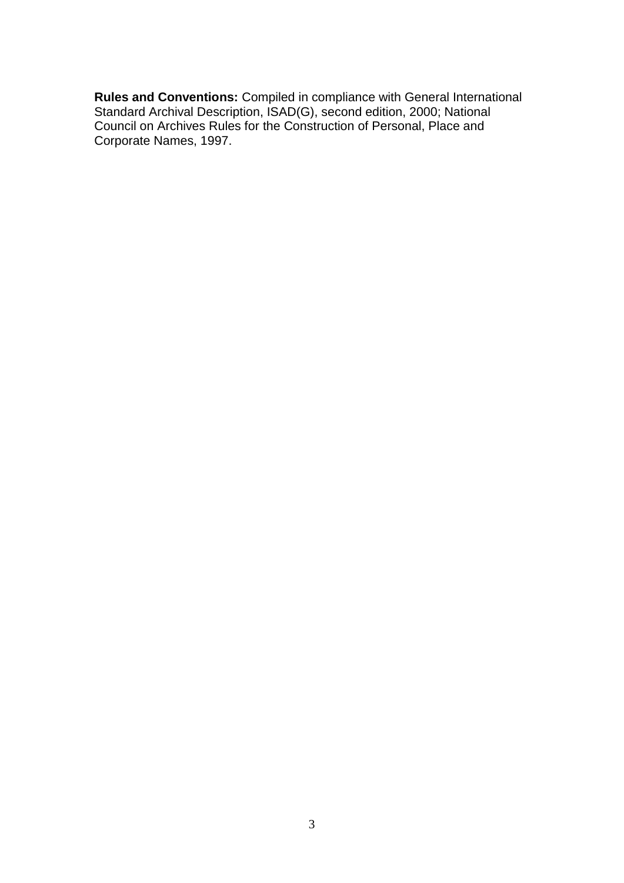**Rules and Conventions:** Compiled in compliance with General International Standard Archival Description, ISAD(G), second edition, 2000; National Council on Archives Rules for the Construction of Personal, Place and Corporate Names, 1997.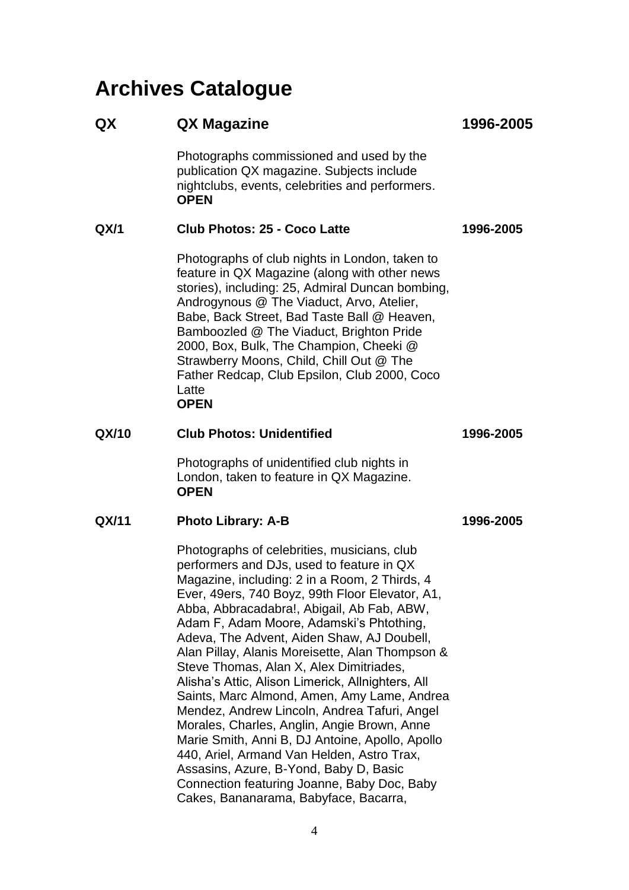# Archives Catalogue

## QX — QX Magazine — 1996-2005

Photographs commissioned and used by the publication QX magazine. Subjects include nightclubs, events, celebrities and performers.
**OPEN**

### QX/1 — Club Photos: 25 - Coco Latte — 1996-2005

Photographs of club nights in London, taken to feature in QX Magazine (along with other news stories), including: 25, Admiral Duncan bombing, Androgynous @ The Viaduct, Arvo, Atelier, Babe, Back Street, Bad Taste Ball @ Heaven, Bamboozled @ The Viaduct, Brighton Pride 2000, Box, Bulk, The Champion, Cheeki @ Strawberry Moons, Child, Chill Out @ The Father Redcap, Club Epsilon, Club 2000, Coco Latte
**OPEN**

### QX/10 — Club Photos: Unidentified — 1996-2005

Photographs of unidentified club nights in London, taken to feature in QX Magazine.
**OPEN**

### QX/11 — Photo Library: A-B — 1996-2005

Photographs of celebrities, musicians, club performers and DJs, used to feature in QX Magazine, including: 2 in a Room, 2 Thirds, 4 Ever, 49ers, 740 Boyz, 99th Floor Elevator, A1, Abba, Abbracadabra!, Abigail, Ab Fab, ABW, Adam F, Adam Moore, Adamski's Phtothing, Adeva, The Advent, Aiden Shaw, AJ Doubell, Alan Pillay, Alanis Moreisette, Alan Thompson & Steve Thomas, Alan X, Alex Dimitriades, Alisha's Attic, Alison Limerick, Allnighters, All Saints, Marc Almond, Amen, Amy Lame, Andrea Mendez, Andrew Lincoln, Andrea Tafuri, Angel Morales, Charles, Anglin, Angie Brown, Anne Marie Smith, Anni B, DJ Antoine, Apollo, Apollo 440, Ariel, Armand Van Helden, Astro Trax, Assasins, Azure, B-Yond, Baby D, Basic Connection featuring Joanne, Baby Doc, Baby Cakes, Bananarama, Babyface, Bacarra,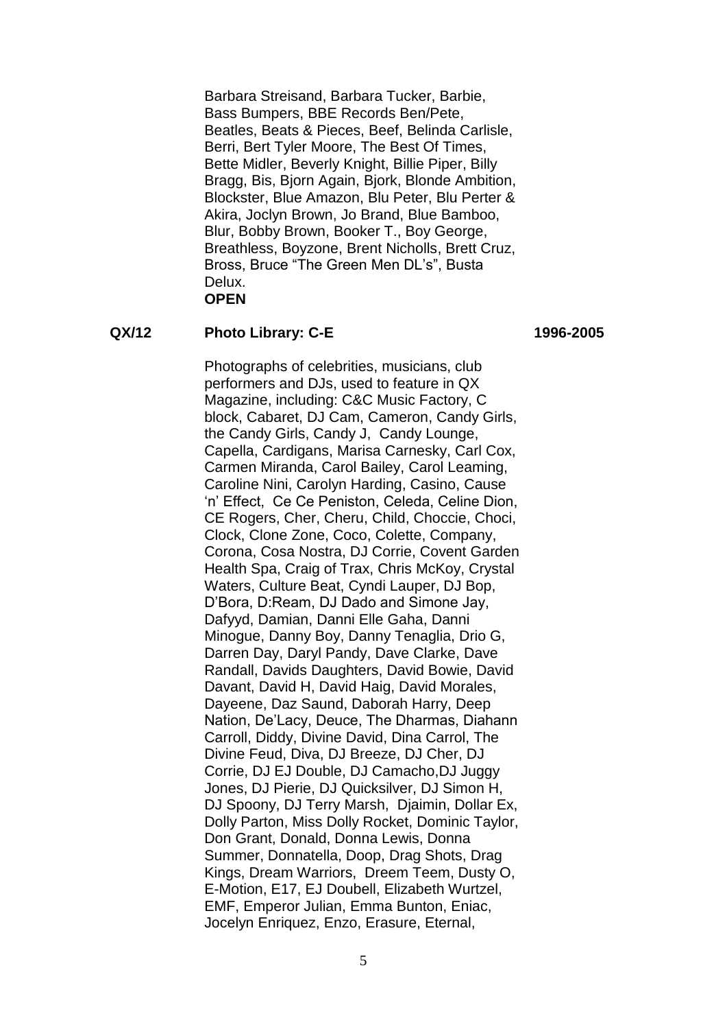Barbara Streisand, Barbara Tucker, Barbie, Bass Bumpers, BBE Records Ben/Pete, Beatles, Beats & Pieces, Beef, Belinda Carlisle, Berri, Bert Tyler Moore, The Best Of Times, Bette Midler, Beverly Knight, Billie Piper, Billy Bragg, Bis, Bjorn Again, Bjork, Blonde Ambition, Blockster, Blue Amazon, Blu Peter, Blu Perter & Akira, Joclyn Brown, Jo Brand, Blue Bamboo, Blur, Bobby Brown, Booker T., Boy George, Breathless, Boyzone, Brent Nicholls, Brett Cruz, Bross, Bruce "The Green Men DL's", Busta Delux.

**OPEN**

**QX/12 Photo Library: C-E 1996-2005**

Photographs of celebrities, musicians, club performers and DJs, used to feature in QX Magazine, including: C&C Music Factory, C block, Cabaret, DJ Cam, Cameron, Candy Girls, the Candy Girls, Candy J, Candy Lounge, Capella, Cardigans, Marisa Carnesky, Carl Cox, Carmen Miranda, Carol Bailey, Carol Leaming, Caroline Nini, Carolyn Harding, Casino, Cause 'n' Effect, Ce Ce Peniston, Celeda, Celine Dion, CE Rogers, Cher, Cheru, Child, Choccie, Choci, Clock, Clone Zone, Coco, Colette, Company, Corona, Cosa Nostra, DJ Corrie, Covent Garden Health Spa, Craig of Trax, Chris McKoy, Crystal Waters, Culture Beat, Cyndi Lauper, DJ Bop, D'Bora, D:Ream, DJ Dado and Simone Jay, Dafyyd, Damian, Danni Elle Gaha, Danni Minogue, Danny Boy, Danny Tenaglia, Drio G, Darren Day, Daryl Pandy, Dave Clarke, Dave Randall, Davids Daughters, David Bowie, David Davant, David H, David Haig, David Morales, Dayeene, Daz Saund, Daborah Harry, Deep Nation, De'Lacy, Deuce, The Dharmas, Diahann Carroll, Diddy, Divine David, Dina Carrol, The Divine Feud, Diva, DJ Breeze, DJ Cher, DJ Corrie, DJ EJ Double, DJ Camacho,DJ Juggy Jones, DJ Pierie, DJ Quicksilver, DJ Simon H, DJ Spoony, DJ Terry Marsh, Djaimin, Dollar Ex, Dolly Parton, Miss Dolly Rocket, Dominic Taylor, Don Grant, Donald, Donna Lewis, Donna Summer, Donnatella, Doop, Drag Shots, Drag Kings, Dream Warriors, Dreem Teem, Dusty O, E-Motion, E17, EJ Doubell, Elizabeth Wurtzel, EMF, Emperor Julian, Emma Bunton, Eniac, Jocelyn Enriquez, Enzo, Erasure, Eternal,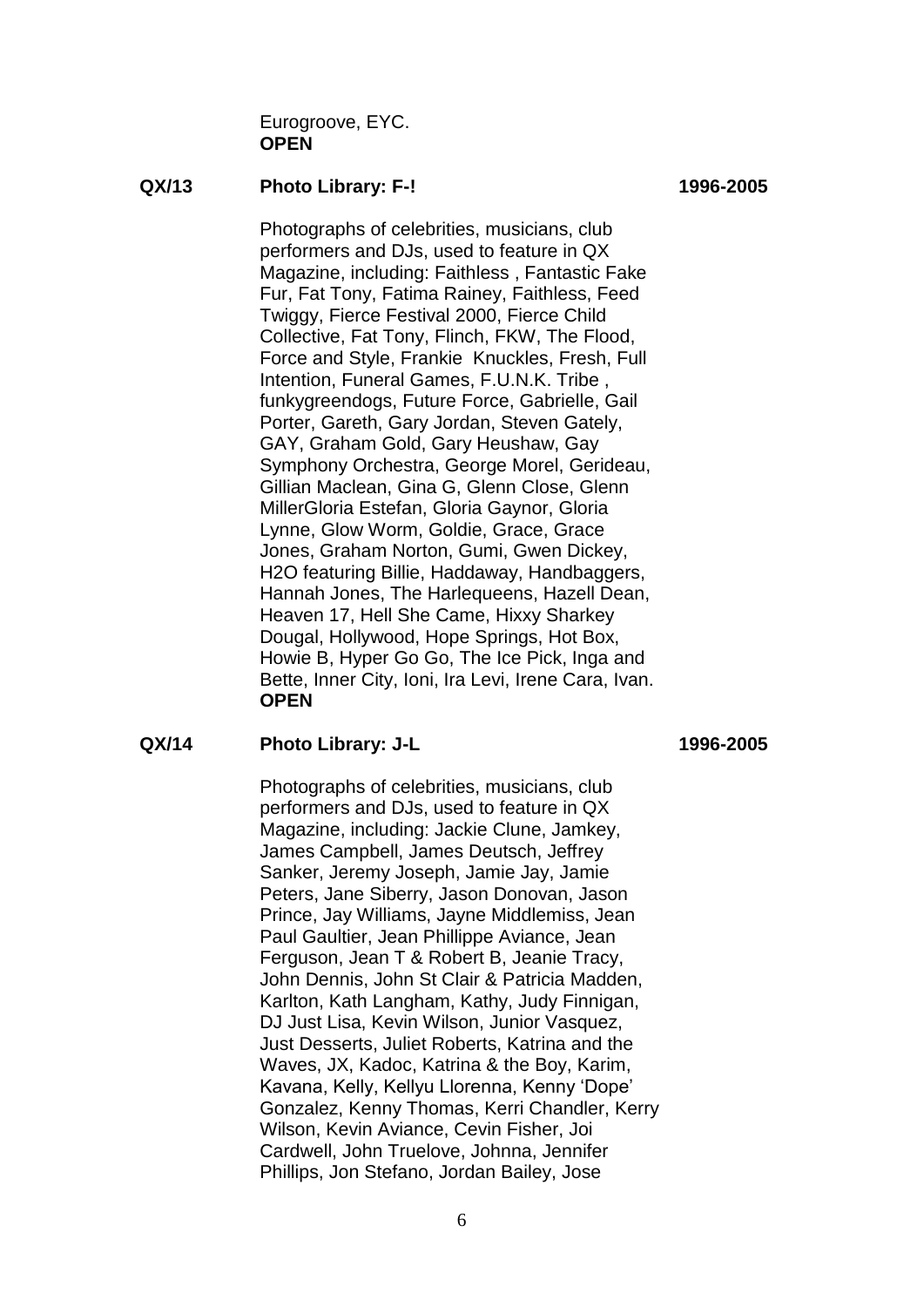Eurogroove, EYC.
**OPEN**

**QX/13 Photo Library: F-! 1996-2005**

Photographs of celebrities, musicians, club performers and DJs, used to feature in QX Magazine, including: Faithless , Fantastic Fake Fur, Fat Tony, Fatima Rainey, Faithless, Feed Twiggy, Fierce Festival 2000, Fierce Child Collective, Fat Tony, Flinch, FKW, The Flood, Force and Style, Frankie Knuckles, Fresh, Full Intention, Funeral Games, F.U.N.K. Tribe , funkygreendogs, Future Force, Gabrielle, Gail Porter, Gareth, Gary Jordan, Steven Gately, GAY, Graham Gold, Gary Heushaw, Gay Symphony Orchestra, George Morel, Gerideau, Gillian Maclean, Gina G, Glenn Close, Glenn MillerGloria Estefan, Gloria Gaynor, Gloria Lynne, Glow Worm, Goldie, Grace, Grace Jones, Graham Norton, Gumi, Gwen Dickey, H2O featuring Billie, Haddaway, Handbaggers, Hannah Jones, The Harlequeens, Hazell Dean, Heaven 17, Hell She Came, Hixxy Sharkey Dougal, Hollywood, Hope Springs, Hot Box, Howie B, Hyper Go Go, The Ice Pick, Inga and Bette, Inner City, Ioni, Ira Levi, Irene Cara, Ivan.
**OPEN**

**QX/14 Photo Library: J-L 1996-2005**

Photographs of celebrities, musicians, club performers and DJs, used to feature in QX Magazine, including: Jackie Clune, Jamkey, James Campbell, James Deutsch, Jeffrey Sanker, Jeremy Joseph, Jamie Jay, Jamie Peters, Jane Siberry, Jason Donovan, Jason Prince, Jay Williams, Jayne Middlemiss, Jean Paul Gaultier, Jean Phillippe Aviance, Jean Ferguson, Jean T & Robert B, Jeanie Tracy, John Dennis, John St Clair & Patricia Madden, Karlton, Kath Langham, Kathy, Judy Finnigan, DJ Just Lisa, Kevin Wilson, Junior Vasquez, Just Desserts, Juliet Roberts, Katrina and the Waves, JX, Kadoc, Katrina & the Boy, Karim, Kavana, Kelly, Kellyu Llorenna, Kenny 'Dope' Gonzalez, Kenny Thomas, Kerri Chandler, Kerry Wilson, Kevin Aviance, Cevin Fisher, Joi Cardwell, John Truelove, Johnna, Jennifer Phillips, Jon Stefano, Jordan Bailey, Jose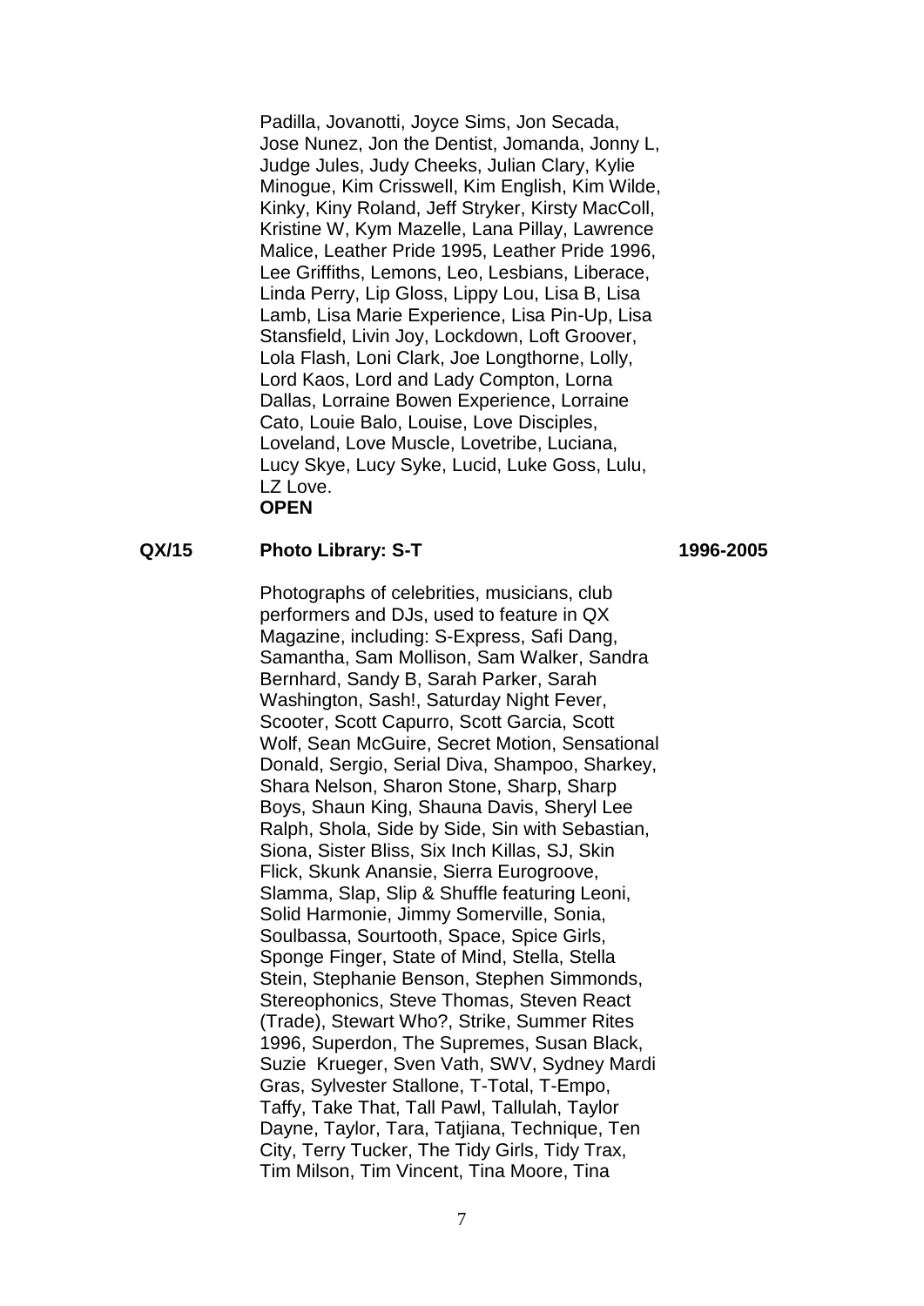Padilla, Jovanotti, Joyce Sims, Jon Secada, Jose Nunez, Jon the Dentist, Jomanda, Jonny L, Judge Jules, Judy Cheeks, Julian Clary, Kylie Minogue, Kim Crisswell, Kim English, Kim Wilde, Kinky, Kiny Roland, Jeff Stryker, Kirsty MacColl, Kristine W, Kym Mazelle, Lana Pillay, Lawrence Malice, Leather Pride 1995, Leather Pride 1996, Lee Griffiths, Lemons, Leo, Lesbians, Liberace, Linda Perry, Lip Gloss, Lippy Lou, Lisa B, Lisa Lamb, Lisa Marie Experience, Lisa Pin-Up, Lisa Stansfield, Livin Joy, Lockdown, Loft Groover, Lola Flash, Loni Clark, Joe Longthorne, Lolly, Lord Kaos, Lord and Lady Compton, Lorna Dallas, Lorraine Bowen Experience, Lorraine Cato, Louie Balo, Louise, Love Disciples, Loveland, Love Muscle, Lovetribe, Luciana, Lucy Skye, Lucy Syke, Lucid, Luke Goss, Lulu, LZ Love.

**OPEN**

**QX/15 Photo Library: S-T 1996-2005**

Photographs of celebrities, musicians, club performers and DJs, used to feature in QX Magazine, including: S-Express, Safi Dang, Samantha, Sam Mollison, Sam Walker, Sandra Bernhard, Sandy B, Sarah Parker, Sarah Washington, Sash!, Saturday Night Fever, Scooter, Scott Capurro, Scott Garcia, Scott Wolf, Sean McGuire, Secret Motion, Sensational Donald, Sergio, Serial Diva, Shampoo, Sharkey, Shara Nelson, Sharon Stone, Sharp, Sharp Boys, Shaun King, Shauna Davis, Sheryl Lee Ralph, Shola, Side by Side, Sin with Sebastian, Siona, Sister Bliss, Six Inch Killas, SJ, Skin Flick, Skunk Anansie, Sierra Eurogroove, Slamma, Slap, Slip & Shuffle featuring Leoni, Solid Harmonie, Jimmy Somerville, Sonia, Soulbassa, Sourtooth, Space, Spice Girls, Sponge Finger, State of Mind, Stella, Stella Stein, Stephanie Benson, Stephen Simmonds, Stereophonics, Steve Thomas, Steven React (Trade), Stewart Who?, Strike, Summer Rites 1996, Superdon, The Supremes, Susan Black, Suzie Krueger, Sven Vath, SWV, Sydney Mardi Gras, Sylvester Stallone, T-Total, T-Empo, Taffy, Take That, Tall Pawl, Tallulah, Taylor Dayne, Taylor, Tara, Tatjiana, Technique, Ten City, Terry Tucker, The Tidy Girls, Tidy Trax, Tim Milson, Tim Vincent, Tina Moore, Tina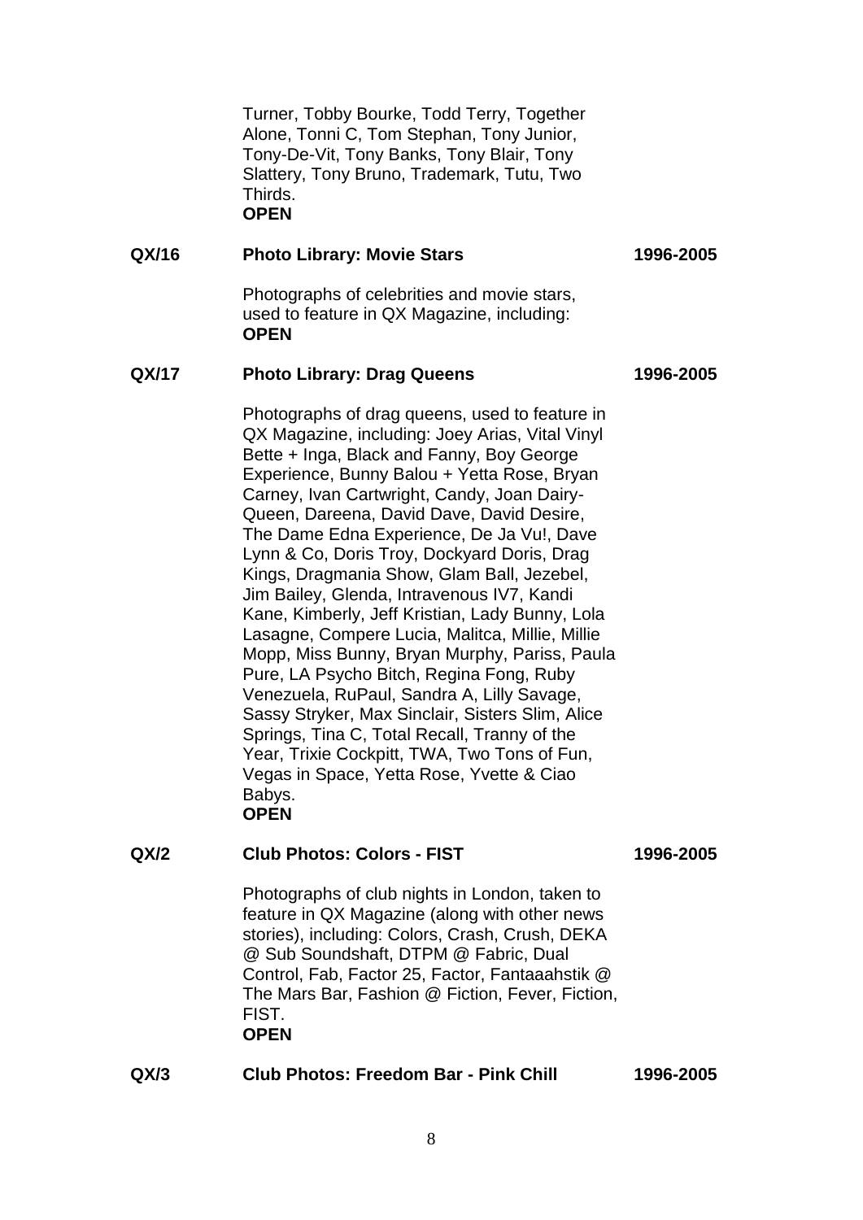Turner, Tobby Bourke, Todd Terry, Together Alone, Tonni C, Tom Stephan, Tony Junior, Tony-De-Vit, Tony Banks, Tony Blair, Tony Slattery, Tony Bruno, Trademark, Tutu, Two Thirds.
**OPEN**

**QX/16 Photo Library: Movie Stars 1996-2005**

Photographs of celebrities and movie stars, used to feature in QX Magazine, including:
**OPEN**

**QX/17 Photo Library: Drag Queens 1996-2005**

Photographs of drag queens, used to feature in QX Magazine, including: Joey Arias, Vital Vinyl Bette + Inga, Black and Fanny, Boy George Experience, Bunny Balou + Yetta Rose, Bryan Carney, Ivan Cartwright, Candy, Joan Dairy-Queen, Dareena, David Dave, David Desire, The Dame Edna Experience, De Ja Vu!, Dave Lynn & Co, Doris Troy, Dockyard Doris, Drag Kings, Dragmania Show, Glam Ball, Jezebel, Jim Bailey, Glenda, Intravenous IV7, Kandi Kane, Kimberly, Jeff Kristian, Lady Bunny, Lola Lasagne, Compere Lucia, Malitca, Millie, Millie Mopp, Miss Bunny, Bryan Murphy, Pariss, Paula Pure, LA Psycho Bitch, Regina Fong, Ruby Venezuela, RuPaul, Sandra A, Lilly Savage, Sassy Stryker, Max Sinclair, Sisters Slim, Alice Springs, Tina C, Total Recall, Tranny of the Year, Trixie Cockpitt, TWA, Two Tons of Fun, Vegas in Space, Yetta Rose, Yvette & Ciao Babys.
**OPEN**

**QX/2 Club Photos: Colors - FIST 1996-2005**

Photographs of club nights in London, taken to feature in QX Magazine (along with other news stories), including: Colors, Crash, Crush, DEKA @ Sub Soundshaft, DTPM @ Fabric, Dual Control, Fab, Factor 25, Factor, Fantaaahstik @ The Mars Bar, Fashion @ Fiction, Fever, Fiction, FIST.
**OPEN**

**QX/3 Club Photos: Freedom Bar - Pink Chill 1996-2005**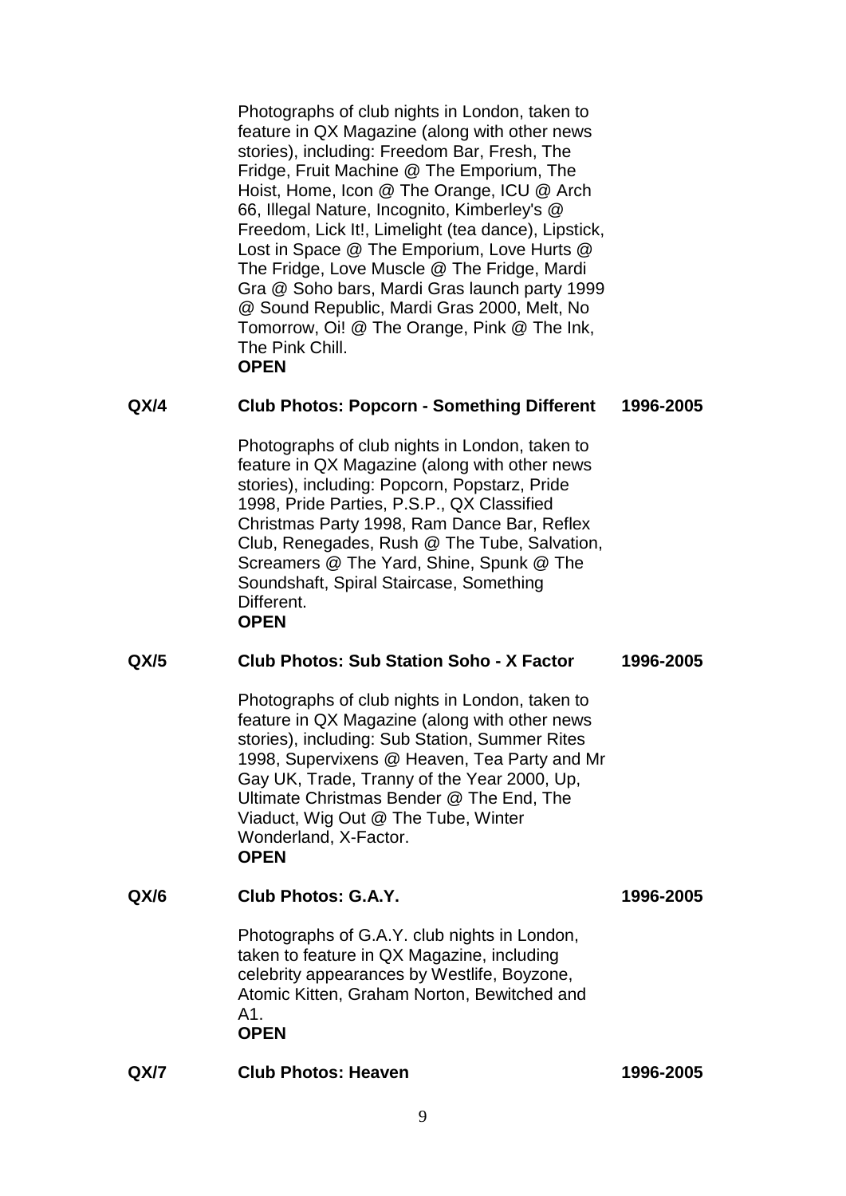Photographs of club nights in London, taken to feature in QX Magazine (along with other news stories), including: Freedom Bar, Fresh, The Fridge, Fruit Machine @ The Emporium, The Hoist, Home, Icon @ The Orange, ICU @ Arch 66, Illegal Nature, Incognito, Kimberley's @ Freedom, Lick It!, Limelight (tea dance), Lipstick, Lost in Space @ The Emporium, Love Hurts @ The Fridge, Love Muscle @ The Fridge, Mardi Gra @ Soho bars, Mardi Gras launch party 1999 @ Sound Republic, Mardi Gras 2000, Melt, No Tomorrow, Oi! @ The Orange, Pink @ The Ink, The Pink Chill.
**OPEN**

**QX/4 Club Photos: Popcorn - Something Different 1996-2005**

Photographs of club nights in London, taken to feature in QX Magazine (along with other news stories), including: Popcorn, Popstarz, Pride 1998, Pride Parties, P.S.P., QX Classified Christmas Party 1998, Ram Dance Bar, Reflex Club, Renegades, Rush @ The Tube, Salvation, Screamers @ The Yard, Shine, Spunk @ The Soundshaft, Spiral Staircase, Something Different.
**OPEN**

**QX/5 Club Photos: Sub Station Soho - X Factor 1996-2005**

Photographs of club nights in London, taken to feature in QX Magazine (along with other news stories), including: Sub Station, Summer Rites 1998, Supervixens @ Heaven, Tea Party and Mr Gay UK, Trade, Tranny of the Year 2000, Up, Ultimate Christmas Bender @ The End, The Viaduct, Wig Out @ The Tube, Winter Wonderland, X-Factor.
**OPEN**

**QX/6 Club Photos: G.A.Y. 1996-2005**

Photographs of G.A.Y. club nights in London, taken to feature in QX Magazine, including celebrity appearances by Westlife, Boyzone, Atomic Kitten, Graham Norton, Bewitched and A1.
**OPEN**

**QX/7 Club Photos: Heaven 1996-2005**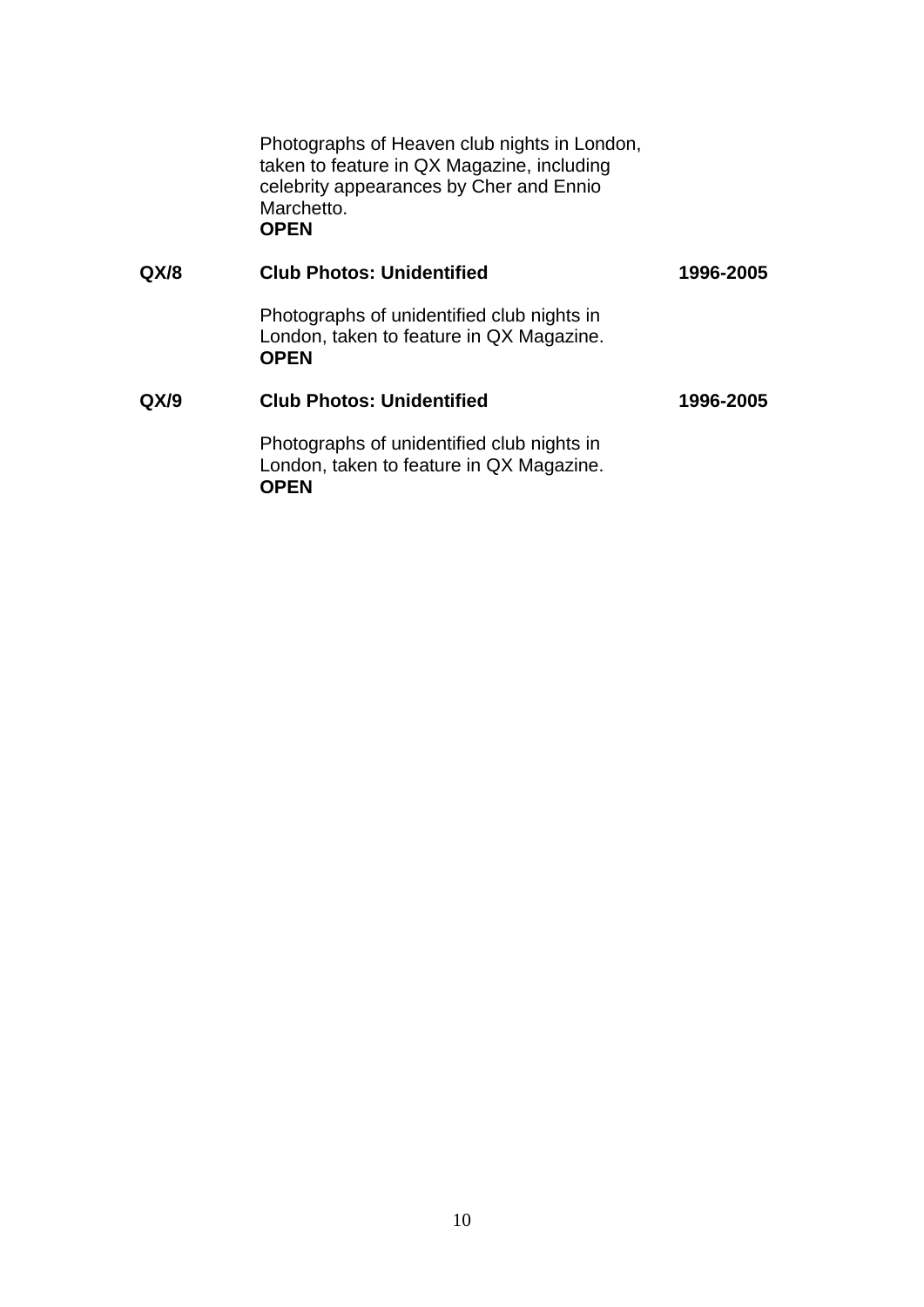Photographs of Heaven club nights in London, taken to feature in QX Magazine, including celebrity appearances by Cher and Ennio Marchetto.
**OPEN**

**QX/8** **Club Photos: Unidentified** **1996-2005**

Photographs of unidentified club nights in London, taken to feature in QX Magazine.
**OPEN**

**QX/9** **Club Photos: Unidentified** **1996-2005**

Photographs of unidentified club nights in London, taken to feature in QX Magazine.
**OPEN**